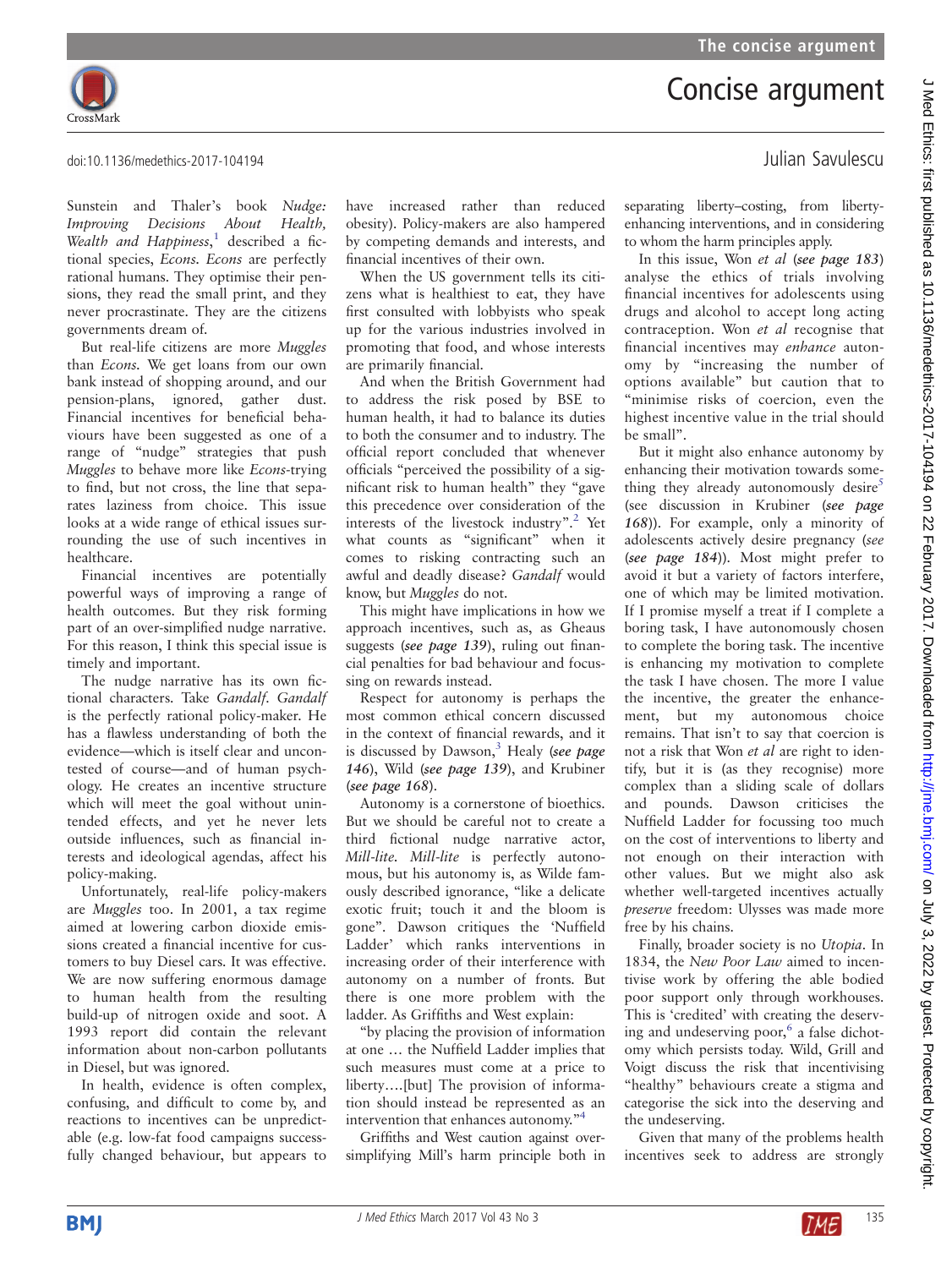# Concise argument

doi:10.1136/medethics-2017-104194

Julian Savulescu

Sunstein and Thaler's book *Nudge: Improving Decisions About Health, Wealth and Happiness*,[1] described a fictional species, *Econs*. *Econs* are perfectly rational humans. They optimise their pensions, they read the small print, and they never procrastinate. They are the citizens governments dream of.

But real-life citizens are more *Muggles* than *Econs*. We get loans from our own bank instead of shopping around, and our pension-plans, ignored, gather dust. Financial incentives for beneficial behaviours have been suggested as one of a range of "nudge" strategies that push *Muggles* to behave more like *Econs*-trying to find, but not cross, the line that separates laziness from choice. This issue looks at a wide range of ethical issues surrounding the use of such incentives in healthcare.

Financial incentives are potentially powerful ways of improving a range of health outcomes. But they risk forming part of an over-simplified nudge narrative. For this reason, I think this special issue is timely and important.

The nudge narrative has its own fictional characters. Take *Gandalf*. *Gandalf* is the perfectly rational policy-maker. He has a flawless understanding of both the evidence—which is itself clear and uncontested of course—and of human psychology. He creates an incentive structure which will meet the goal without unintended effects, and yet he never lets outside influences, such as financial interests and ideological agendas, affect his policy-making.

Unfortunately, real-life policy-makers are *Muggles* too. In 2001, a tax regime aimed at lowering carbon dioxide emissions created a financial incentive for customers to buy Diesel cars. It was effective. We are now suffering enormous damage to human health from the resulting build-up of nitrogen oxide and soot. A 1993 report did contain the relevant information about non-carbon pollutants in Diesel, but was ignored.

In health, evidence is often complex, confusing, and difficult to come by, and reactions to incentives can be unpredictable (e.g. low-fat food campaigns successfully changed behaviour, but appears to have increased rather than reduced obesity). Policy-makers are also hampered by competing demands and interests, and financial incentives of their own.

When the US government tells its citizens what is healthiest to eat, they have first consulted with lobbyists who speak up for the various industries involved in promoting that food, and whose interests are primarily financial.

And when the British Government had to address the risk posed by BSE to human health, it had to balance its duties to both the consumer and to industry. The official report concluded that whenever officials "perceived the possibility of a significant risk to human health" they "gave this precedence over consideration of the interests of the livestock industry".[2] Yet what counts as "significant" when it comes to risking contracting such an awful and deadly disease? *Gandalf* would know, but *Muggles* do not.

This might have implications in how we approach incentives, such as, as Gheaus suggests (*see page 139*), ruling out financial penalties for bad behaviour and focussing on rewards instead.

Respect for autonomy is perhaps the most common ethical concern discussed in the context of financial rewards, and it is discussed by Dawson,[3] Healy (*see page 146*), Wild (*see page 139*), and Krubiner (*see page 168*).

Autonomy is a cornerstone of bioethics. But we should be careful not to create a third fictional nudge narrative actor, *Mill-lite*. *Mill-lite* is perfectly autonomous, but his autonomy is, as Wilde famously described ignorance, "like a delicate exotic fruit; touch it and the bloom is gone". Dawson critiques the 'Nuffield Ladder' which ranks interventions in increasing order of their interference with autonomy on a number of fronts. But there is one more problem with the ladder. As Griffiths and West explain:

"by placing the provision of information at one … the Nuffield Ladder implies that such measures must come at a price to liberty….[but] The provision of information should instead be represented as an intervention that enhances autonomy."[4]

Griffiths and West caution against oversimplifying Mill's harm principle both in separating liberty–costing, from liberty-enhancing interventions, and in considering to whom the harm principles apply.

In this issue, Won *et al* (*see page 183*) analyse the ethics of trials involving financial incentives for adolescents using drugs and alcohol to accept long acting contraception. Won *et al* recognise that financial incentives may *enhance* autonomy by "increasing the number of options available" but caution that to "minimise risks of coercion, even the highest incentive value in the trial should be small".

But it might also enhance autonomy by enhancing their motivation towards something they already autonomously desire[5] (see discussion in Krubiner (*see page 168*)). For example, only a minority of adolescents actively desire pregnancy (*see* (*see page 184*)). Most might prefer to avoid it but a variety of factors interfere, one of which may be limited motivation. If I promise myself a treat if I complete a boring task, I have autonomously chosen to complete the boring task. The incentive is enhancing my motivation to complete the task I have chosen. The more I value the incentive, the greater the enhancement, but my autonomous choice remains. That isn't to say that coercion is not a risk that Won *et al* are right to identify, but it is (as they recognise) more complex than a sliding scale of dollars and pounds. Dawson criticises the Nuffield Ladder for focussing too much on the cost of interventions to liberty and not enough on their interaction with other values. But we might also ask whether well-targeted incentives actually *preserve* freedom: Ulysses was made more free by his chains.

Finally, broader society is no *Utopia*. In 1834, the *New Poor Law* aimed to incentivise work by offering the able bodied poor support only through workhouses. This is 'credited' with creating the deserving and undeserving poor,[6] a false dichotomy which persists today. Wild, Grill and Voigt discuss the risk that incentivising "healthy" behaviours create a stigma and categorise the sick into the deserving and the undeserving.

Given that many of the problems health incentives seek to address are strongly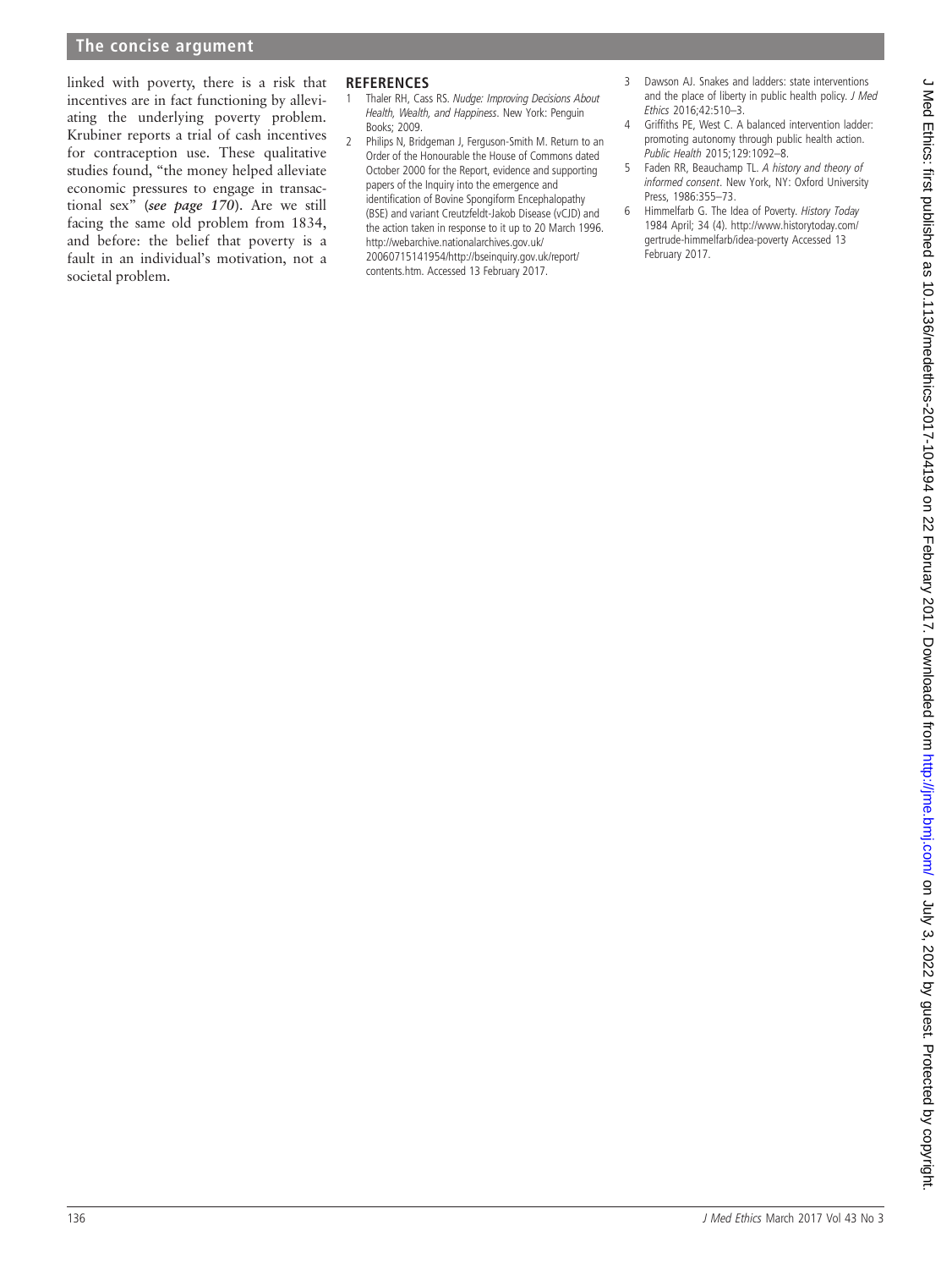linked with poverty, there is a risk that incentives are in fact functioning by alleviating the underlying poverty problem. Krubiner reports a trial of cash incentives for contraception use. These qualitative studies found, "the money helped alleviate economic pressures to engage in transactional sex" (***see page 170***). Are we still facing the same old problem from 1834, and before: the belief that poverty is a fault in an individual's motivation, not a societal problem.

## REFERENCES

1. Thaler RH, Cass RS. *Nudge: Improving Decisions About Health, Wealth, and Happiness*. New York: Penguin Books; 2009.
2. Philips N, Bridgeman J, Ferguson-Smith M. Return to an Order of the Honourable the House of Commons dated October 2000 for the Report, evidence and supporting papers of the Inquiry into the emergence and identification of Bovine Spongiform Encephalopathy (BSE) and variant Creutzfeldt-Jakob Disease (vCJD) and the action taken in response to it up to 20 March 1996. http://webarchive.nationalarchives.gov.uk/20060715141954/http://bseinquiry.gov.uk/report/contents.htm. Accessed 13 February 2017.
3. Dawson AJ. Snakes and ladders: state interventions and the place of liberty in public health policy. *J Med Ethics* 2016;42:510–3.
4. Griffiths PE, West C. A balanced intervention ladder: promoting autonomy through public health action. *Public Health* 2015;129:1092–8.
5. Faden RR, Beauchamp TL. *A history and theory of informed consent*. New York, NY: Oxford University Press, 1986:355–73.
6. Himmelfarb G. The Idea of Poverty. *History Today* 1984 April; 34 (4). http://www.historytoday.com/gertrude-himmelfarb/idea-poverty Accessed 13 February 2017.